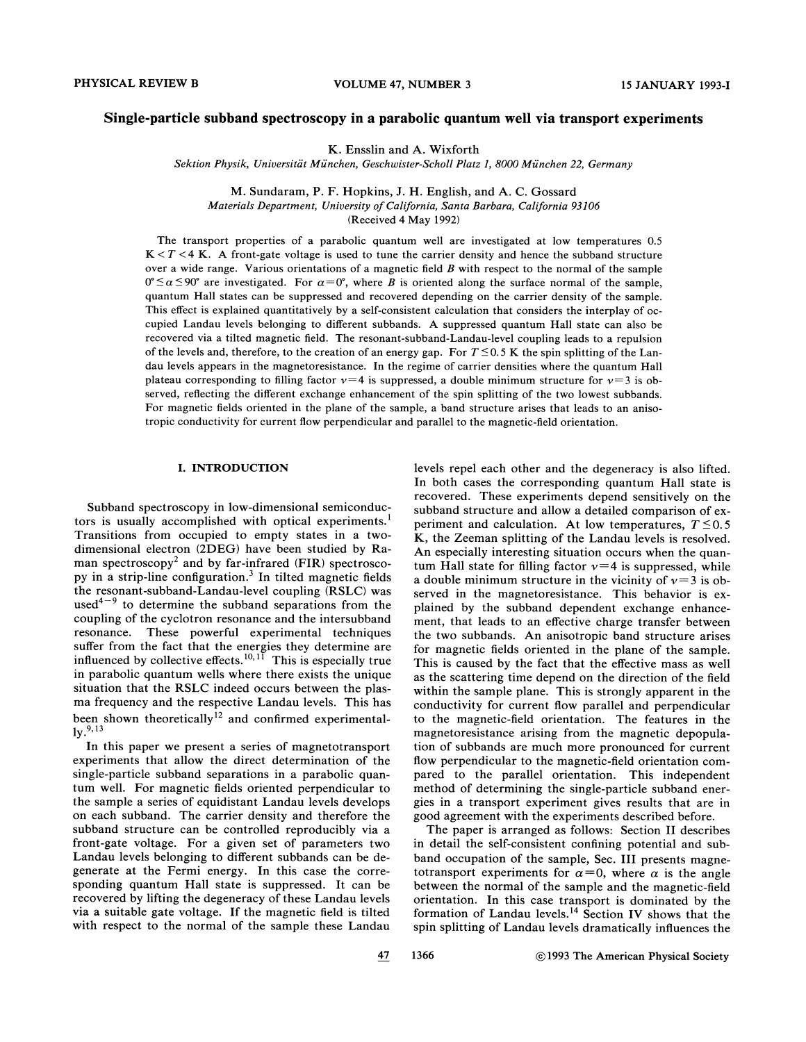# Single-particle subband spectroscopy in a parabolic quantum well via transport experiments

K. Ensslin and A. Wixforth

*Sektion Physik, Universität München, Geschwister-Scholl Platz 1, 8000 München 22, Germany*

M. Sundaram, P. F. Hopkins, J. H. English, and A. C. Gossard

*Materials Department, University of California, Santa Barbara, California 93106*

(Received 4 May 1992)

The transport properties of a parabolic quantum well are investigated at low temperatures 0.5 K $< T <$ 4 K. A front-gate voltage is used to tune the carrier density and hence the subband structure over a wide range. Various orientations of a magnetic field $B$ with respect to the normal of the sample $0° \leq \alpha \leq 90°$ are investigated. For $\alpha = 0°$, where $B$ is oriented along the surface normal of the sample, quantum Hall states can be suppressed and recovered depending on the carrier density of the sample. This effect is explained quantitatively by a self-consistent calculation that considers the interplay of occupied Landau levels belonging to different subbands. A suppressed quantum Hall state can also be recovered via a tilted magnetic field. The resonant-subband-Landau-level coupling leads to a repulsion of the levels and, therefore, to the creation of an energy gap. For $T \leq 0.5$ K the spin splitting of the Landau levels appears in the magnetoresistance. In the regime of carrier densities where the quantum Hall plateau corresponding to filling factor $\nu = 4$ is suppressed, a double minimum structure for $\nu = 3$ is observed, reflecting the different exchange enhancement of the spin splitting of the two lowest subbands. For magnetic fields oriented in the plane of the sample, a band structure arises that leads to an anisotropic conductivity for current flow perpendicular and parallel to the magnetic-field orientation.

## I. INTRODUCTION

Subband spectroscopy in low-dimensional semiconductors is usually accomplished with optical experiments.[1] Transitions from occupied to empty states in a two-dimensional electron (2DEG) have been studied by Raman spectroscopy[2] and by far-infrared (FIR) spectroscopy in a strip-line configuration.[3] In tilted magnetic fields the resonant-subband-Landau-level coupling (RSLC) was used[4-9] to determine the subband separations from the coupling of the cyclotron resonance and the intersubband resonance. These powerful experimental techniques suffer from the fact that the energies they determine are influenced by collective effects.[10,11] This is especially true in parabolic quantum wells where there exists the unique situation that the RSLC indeed occurs between the plasma frequency and the respective Landau levels. This has been shown theoretically[12] and confirmed experimentally.[9,13]

In this paper we present a series of magnetotransport experiments that allow the direct determination of the single-particle subband separations in a parabolic quantum well. For magnetic fields oriented perpendicular to the sample a series of equidistant Landau levels develops on each subband. The carrier density and therefore the subband structure can be controlled reproducibly via a front-gate voltage. For a given set of parameters two Landau levels belonging to different subbands can be degenerate at the Fermi energy. In this case the corresponding quantum Hall state is suppressed. It can be recovered by lifting the degeneracy of these Landau levels via a suitable gate voltage. If the magnetic field is tilted with respect to the normal of the sample these Landau levels repel each other and the degeneracy is also lifted. In both cases the corresponding quantum Hall state is recovered. These experiments depend sensitively on the subband structure and allow a detailed comparison of experiment and calculation. At low temperatures, $T \leq 0.5$ K, the Zeeman splitting of the Landau levels is resolved. An especially interesting situation occurs when the quantum Hall state for filling factor $\nu = 4$ is suppressed, while a double minimum structure in the vicinity of $\nu = 3$ is observed in the magnetoresistance. This behavior is explained by the subband dependent exchange enhancement, that leads to an effective charge transfer between the two subbands. An anisotropic band structure arises for magnetic fields oriented in the plane of the sample. This is caused by the fact that the effective mass as well as the scattering time depend on the direction of the field within the sample plane. This is strongly apparent in the conductivity for current flow parallel and perpendicular to the magnetic-field orientation. The features in the magnetoresistance arising from the magnetic depopulation of subbands are much more pronounced for current flow perpendicular to the magnetic-field orientation compared to the parallel orientation. This independent method of determining the single-particle subband energies in a transport experiment gives results that are in good agreement with the experiments described before.

The paper is arranged as follows: Section II describes in detail the self-consistent confining potential and subband occupation of the sample, Sec. III presents magnetotransport experiments for $\alpha = 0$, where $\alpha$ is the angle between the normal of the sample and the magnetic-field orientation. In this case transport is dominated by the formation of Landau levels.[14] Section IV shows that the spin splitting of Landau levels dramatically influences the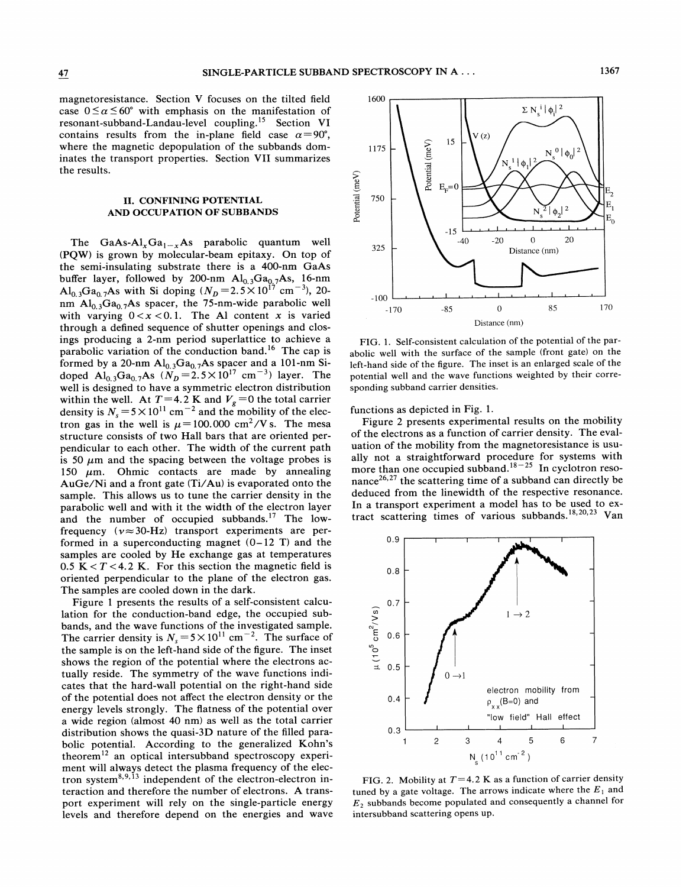magnetoresistance. Section V focuses on the tilted field case $0 \leq \alpha \leq 60°$ with emphasis on the manifestation of resonant-subband-Landau-level coupling.[15] Section VI contains results from the in-plane field case $\alpha = 90°$, where the magnetic depopulation of the subbands dominates the transport properties. Section VII summarizes the results.

## II. CONFINING POTENTIAL AND OCCUPATION OF SUBBANDS

The GaAs-$Al_xGa_{1-x}As$ parabolic quantum well (PQW) is grown by molecular-beam epitaxy. On top of the semi-insulating substrate there is a 400-nm GaAs buffer layer, followed by 200-nm $Al_{0.3}Ga_{0.7}As$, 16-nm $Al_{0.3}Ga_{0.7}As$ with Si doping ($N_D = 2.5 \times 10^{17}$ cm$^{-3}$), 20-nm $Al_{0.3}Ga_{0.7}As$ spacer, the 75-nm-wide parabolic well with varying $0 < x < 0.1$. The Al content $x$ is varied through a defined sequence of shutter openings and closings producing a 2-nm period superlattice to achieve a parabolic variation of the conduction band.[16] The cap is formed by a 20-nm $Al_{0.3}Ga_{0.7}As$ spacer and a 101-nm Si-doped $Al_{0.3}Ga_{0.7}As$ ($N_D = 2.5 \times 10^{17}$ cm$^{-3}$) layer. The well is designed to have a symmetric electron distribution within the well. At $T = 4.2$ K and $V_g = 0$ the total carrier density is $N_s = 5 \times 10^{11}$ cm$^{-2}$ and the mobility of the electron gas in the well is $\mu = 100.000$ cm$^2$/V s. The mesa structure consists of two Hall bars that are oriented perpendicular to each other. The width of the current path is 50 $\mu$m and the spacing between the voltage probes is 150 $\mu$m. Ohmic contacts are made by annealing AuGe/Ni and a front gate (Ti/Au) is evaporated onto the sample. This allows us to tune the carrier density in the parabolic well and with it the width of the electron layer and the number of occupied subbands.[17] The low-frequency ($\nu \approx 30$-Hz) transport experiments are performed in a superconducting magnet (0–12 T) and the samples are cooled by He exchange gas at temperatures 0.5 K $< T <$ 4.2 K. For this section the magnetic field is oriented perpendicular to the plane of the electron gas. The samples are cooled down in the dark.

Figure 1 presents the results of a self-consistent calculation for the conduction-band edge, the occupied subbands, and the wave functions of the investigated sample. The carrier density is $N_s = 5 \times 10^{11}$ cm$^{-2}$. The surface of the sample is on the left-hand side of the figure. The inset shows the region of the potential where the electrons actually reside. The symmetry of the wave functions indicates that the hard-wall potential on the right-hand side of the potential does not affect the electron density or the energy levels strongly. The flatness of the potential over a wide region (almost 40 nm) as well as the total carrier distribution shows the quasi-3D nature of the filled parabolic potential. According to the generalized Kohn's theorem[12] an optical intersubband spectroscopy experiment will always detect the plasma frequency of the electron system[8,9,13] independent of the electron-electron interaction and therefore the number of electrons. A transport experiment will rely on the single-particle energy levels and therefore depend on the energies and wave functions as depicted in Fig. 1.

FIG. 1. Self-consistent calculation of the potential of the parabolic well with the surface of the sample (front gate) on the left-hand side of the figure. The inset is an enlarged scale of the potential well and the wave functions weighted by their corresponding subband carrier densities.

Figure 2 presents experimental results on the mobility of the electrons as a function of carrier density. The evaluation of the mobility from the magnetoresistance is usually not a straightforward procedure for systems with more than one occupied subband.[18–25] In cyclotron resonance[26,27] the scattering time of a subband can directly be deduced from the linewidth of the respective resonance. In a transport experiment a model has to be used to extract scattering times of various subbands.[18,20,23] Van

FIG. 2. Mobility at $T = 4.2$ K as a function of carrier density tuned by a gate voltage. The arrows indicate where the $E_1$ and $E_2$ subbands become populated and consequently a channel for intersubband scattering opens up.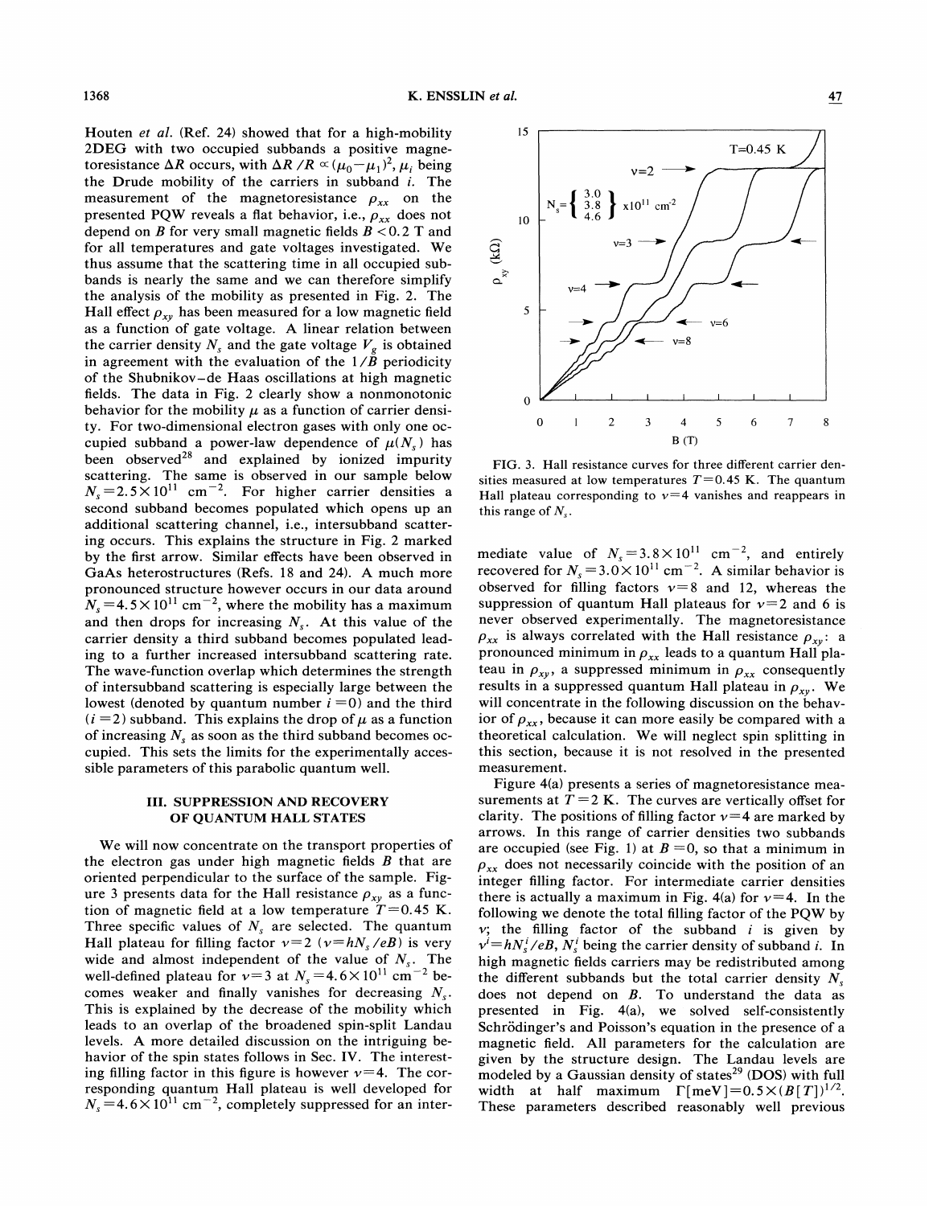Houten *et al.* (Ref. 24) showed that for a high-mobility 2DEG with two occupied subbands a positive magnetoresistance $\Delta R$ occurs, with $\Delta R/R \propto (\mu_0 - \mu_1)^2$, $\mu_i$ being the Drude mobility of the carriers in subband $i$. The measurement of the magnetoresistance $\rho_{xx}$ on the presented PQW reveals a flat behavior, i.e., $\rho_{xx}$ does not depend on $B$ for very small magnetic fields $B < 0.2$ T and for all temperatures and gate voltages investigated. We thus assume that the scattering time in all occupied subbands is nearly the same and we can therefore simplify the analysis of the mobility as presented in Fig. 2. The Hall effect $\rho_{xy}$ has been measured for a low magnetic field as a function of gate voltage. A linear relation between the carrier density $N_s$ and the gate voltage $V_g$ is obtained in agreement with the evaluation of the $1/B$ periodicity of the Shubnikov–de Haas oscillations at high magnetic fields. The data in Fig. 2 clearly show a nonmonotonic behavior for the mobility $\mu$ as a function of carrier density. For two-dimensional electron gases with only one occupied subband a power-law dependence of $\mu(N_s)$ has been observed[28] and explained by ionized impurity scattering. The same is observed in our sample below $N_s = 2.5 \times 10^{11}$ cm$^{-2}$. For higher carrier densities a second subband becomes populated which opens up an additional scattering channel, i.e., intersubband scattering occurs. This explains the structure in Fig. 2 marked by the first arrow. Similar effects have been observed in GaAs heterostructures (Refs. 18 and 24). A much more pronounced structure however occurs in our data around $N_s = 4.5 \times 10^{11}$ cm$^{-2}$, where the mobility has a maximum and then drops for increasing $N_s$. At this value of the carrier density a third subband becomes populated leading to a further increased intersubband scattering rate. The wave-function overlap which determines the strength of intersubband scattering is especially large between the lowest (denoted by quantum number $i = 0$) and the third ($i = 2$) subband. This explains the drop of $\mu$ as a function of increasing $N_s$ as soon as the third subband becomes occupied. This sets the limits for the experimentally accessible parameters of this parabolic quantum well.

## III. SUPPRESSION AND RECOVERY OF QUANTUM HALL STATES

We will now concentrate on the transport properties of the electron gas under high magnetic fields $B$ that are oriented perpendicular to the surface of the sample. Figure 3 presents data for the Hall resistance $\rho_{xy}$ as a function of magnetic field at a low temperature $T = 0.45$ K. Three specific values of $N_s$ are selected. The quantum Hall plateau for filling factor $\nu = 2$ ($\nu = hN_s/eB$) is very wide and almost independent of the value of $N_s$. The well-defined plateau for $\nu = 3$ at $N_s = 4.6 \times 10^{11}$ cm$^{-2}$ becomes weaker and finally vanishes for decreasing $N_s$. This is explained by the decrease of the mobility which leads to an overlap of the broadened spin-split Landau levels. A more detailed discussion on the intriguing behavior of the spin states follows in Sec. IV. The interesting filling factor in this figure is however $\nu = 4$. The corresponding quantum Hall plateau is well developed for $N_s = 4.6 \times 10^{11}$ cm$^{-2}$, completely suppressed for an intermediate value of $N_s = 3.8 \times 10^{11}$ cm$^{-2}$, and entirely recovered for $N_s = 3.0 \times 10^{11}$ cm$^{-2}$. A similar behavior is observed for filling factors $\nu = 8$ and 12, whereas the suppression of quantum Hall plateaus for $\nu = 2$ and 6 is never observed experimentally. The magnetoresistance $\rho_{xx}$ is always correlated with the Hall resistance $\rho_{xy}$: a pronounced minimum in $\rho_{xx}$ leads to a quantum Hall plateau in $\rho_{xy}$, a suppressed minimum in $\rho_{xx}$ consequently results in a suppressed quantum Hall plateau in $\rho_{xy}$. We will concentrate in the following discussion on the behavior of $\rho_{xx}$, because it can more easily be compared with a theoretical calculation. We will neglect spin splitting in this section, because it is not resolved in the presented measurement.

FIG. 3. Hall resistance curves for three different carrier densities measured at low temperatures $T = 0.45$ K. The quantum Hall plateau corresponding to $\nu = 4$ vanishes and reappears in this range of $N_s$.

Figure 4(a) presents a series of magnetoresistance measurements at $T = 2$ K. The curves are vertically offset for clarity. The positions of filling factor $\nu = 4$ are marked by arrows. In this range of carrier densities two subbands are occupied (see Fig. 1) at $B = 0$, so that a minimum in $\rho_{xx}$ does not necessarily coincide with the position of an integer filling factor. For intermediate carrier densities there is actually a maximum in Fig. 4(a) for $\nu = 4$. In the following we denote the total filling factor of the PQW by $\nu$; the filling factor of the subband $i$ is given by $\nu^i = hN_s^i/eB$, $N_s^i$ being the carrier density of subband $i$. In high magnetic fields carriers may be redistributed among the different subbands but the total carrier density $N_s$ does not depend on $B$. To understand the data as presented in Fig. 4(a), we solved self-consistently Schrödinger's and Poisson's equation in the presence of a magnetic field. All parameters for the calculation are given by the structure design. The Landau levels are modeled by a Gaussian density of states[29] (DOS) with full width at half maximum $\Gamma[\text{meV}] = 0.5 \times (B[T])^{1/2}$. These parameters described reasonably well previous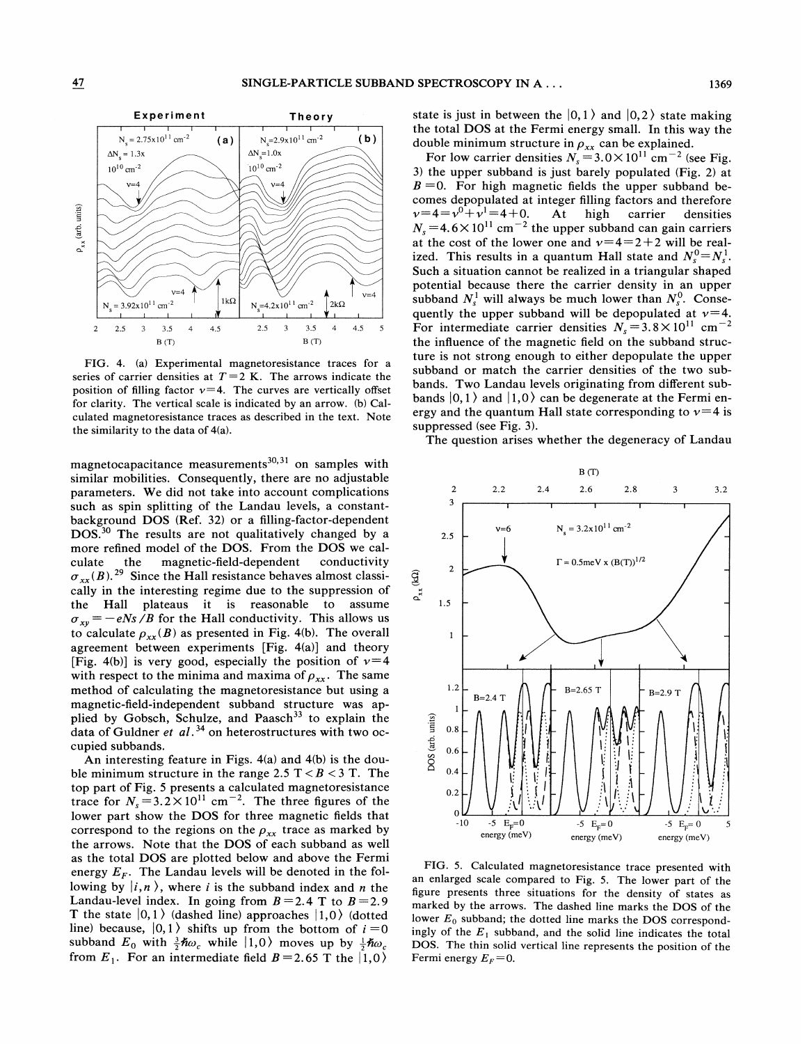FIG. 4. (a) Experimental magnetoresistance traces for a series of carrier densities at $T=2$ K. The arrows indicate the position of filling factor $\nu=4$. The curves are vertically offset for clarity. The vertical scale is indicated by an arrow. (b) Calculated magnetoresistance traces as described in the text. Note the similarity to the data of 4(a).

magnetocapacitance measurements[30,31] on samples with similar mobilities. Consequently, there are no adjustable parameters. We did not take into account complications such as spin splitting of the Landau levels, a constant-background DOS (Ref. 32) or a filling-factor-dependent DOS.[30] The results are not qualitatively changed by a more refined model of the DOS. From the DOS we calculate the magnetic-field-dependent conductivity $\sigma_{xx}(B)$.[29] Since the Hall resistance behaves almost classically in the interesting regime due to the suppression of the Hall plateaus it is reasonable to assume $\sigma_{xy}=-eNs/B$ for the Hall conductivity. This allows us to calculate $\rho_{xx}(B)$ as presented in Fig. 4(b). The overall agreement between experiments [Fig. 4(a)] and theory [Fig. 4(b)] is very good, especially the position of $\nu=4$ with respect to the minima and maxima of $\rho_{xx}$. The same method of calculating the magnetoresistance but using a magnetic-field-independent subband structure was applied by Gobsch, Schulze, and Paasch[33] to explain the data of Guldner *et al.*[34] on heterostructures with two occupied subbands.

An interesting feature in Figs. 4(a) and 4(b) is the double minimum structure in the range 2.5 T $<B<$ 3 T. The top part of Fig. 5 presents a calculated magnetoresistance trace for $N_s=3.2\times10^{11}$ cm$^{-2}$. The three figures of the lower part show the DOS for three magnetic fields that correspond to the regions on the $\rho_{xx}$ trace as marked by the arrows. Note that the DOS of each subband as well as the total DOS are plotted below and above the Fermi energy $E_F$. The Landau levels will be denoted in the following by $|i,n\rangle$, where $i$ is the subband index and $n$ the Landau-level index. In going from $B=2.4$ T to $B=2.9$ T the state $|0,1\rangle$ (dashed line) approaches $|1,0\rangle$ (dotted line) because, $|0,1\rangle$ shifts up from the bottom of $i=0$ subband $E_0$ with $\frac{3}{2}\hbar\omega_c$ while $|1,0\rangle$ moves up by $\frac{1}{2}\hbar\omega_c$ from $E_1$. For an intermediate field $B=2.65$ T the $|1,0\rangle$ state is just in between the $|0,1\rangle$ and $|0,2\rangle$ state making the total DOS at the Fermi energy small. In this way the double minimum structure in $\rho_{xx}$ can be explained.

For low carrier densities $N_s=3.0\times10^{11}$ cm$^{-2}$ (see Fig. 3) the upper subband is just barely populated (Fig. 2) at $B=0$. For high magnetic fields the upper subband becomes depopulated at integer filling factors and therefore $\nu=4=\nu^0+\nu^1=4+0$. At high carrier densities $N_s=4.6\times10^{11}$ cm$^{-2}$ the upper subband can gain carriers at the cost of the lower one and $\nu=4=2+2$ will be realized. This results in a quantum Hall state and $N_s^0=N_s^1$. Such a situation cannot be realized in a triangular shaped potential because there the carrier density in an upper subband $N_s^1$ will always be much lower than $N_s^0$. Consequently the upper subband will be depopulated at $\nu=4$. For intermediate carrier densities $N_s=3.8\times10^{11}$ cm$^{-2}$ the influence of the magnetic field on the subband structure is not strong enough to either depopulate the upper subband or match the carrier densities of the two subbands. Two Landau levels originating from different subbands $|0,1\rangle$ and $|1,0\rangle$ can be degenerate at the Fermi energy and the quantum Hall state corresponding to $\nu=4$ is suppressed (see Fig. 3).

The question arises whether the degeneracy of Landau

FIG. 5. Calculated magnetoresistance trace presented with an enlarged scale compared to Fig. 5. The lower part of the figure presents three situations for the density of states as marked by the arrows. The dashed line marks the DOS of the lower $E_0$ subband; the dotted line marks the DOS correspondingly of the $E_1$ subband, and the solid line indicates the total DOS. The thin solid vertical line represents the position of the Fermi energy $E_F=0$.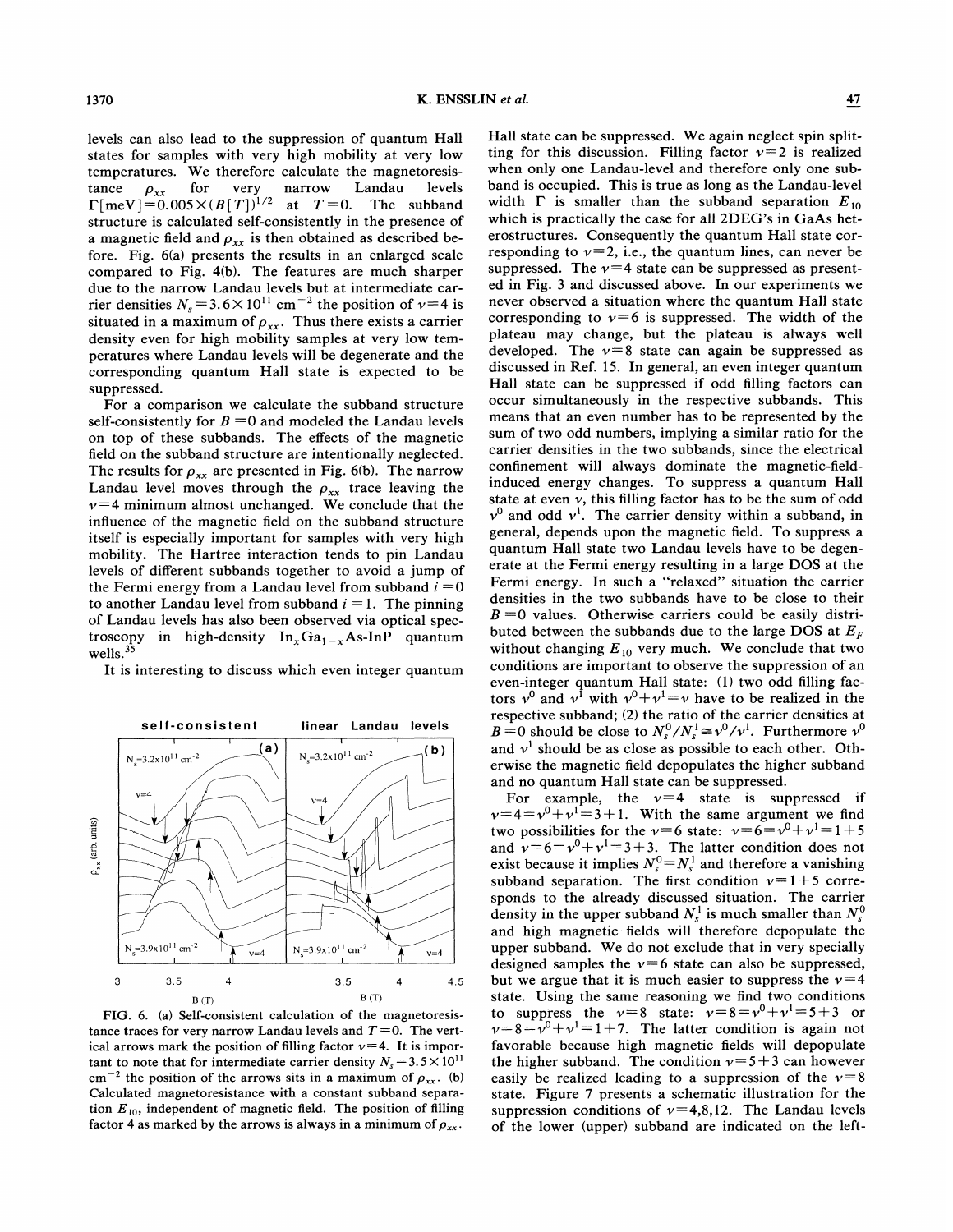levels can also lead to the suppression of quantum Hall states for samples with very high mobility at very low temperatures. We therefore calculate the magnetoresistance $\rho_{xx}$ for very narrow Landau levels $\Gamma[\text{meV}]=0.005\times(B[T])^{1/2}$ at $T=0$. The subband structure is calculated self-consistently in the presence of a magnetic field and $\rho_{xx}$ is then obtained as described before. Fig. 6(a) presents the results in an enlarged scale compared to Fig. 4(b). The features are much sharper due to the narrow Landau levels but at intermediate carrier densities $N_s=3.6\times10^{11}$ cm$^{-2}$ the position of $\nu=4$ is situated in a maximum of $\rho_{xx}$. Thus there exists a carrier density even for high mobility samples at very low temperatures where Landau levels will be degenerate and the corresponding quantum Hall state is expected to be suppressed.

For a comparison we calculate the subband structure self-consistently for $B=0$ and modeled the Landau levels on top of these subbands. The effects of the magnetic field on the subband structure are intentionally neglected. The results for $\rho_{xx}$ are presented in Fig. 6(b). The narrow Landau level moves through the $\rho_{xx}$ trace leaving the $\nu=4$ minimum almost unchanged. We conclude that the influence of the magnetic field on the subband structure itself is especially important for samples with very high mobility. The Hartree interaction tends to pin Landau levels of different subbands together to avoid a jump of the Fermi energy from a Landau level from subband $i=0$ to another Landau level from subband $i=1$. The pinning of Landau levels has also been observed via optical spectroscopy in high-density $\text{In}_x\text{Ga}_{1-x}\text{As-InP}$ quantum wells.[35]

It is interesting to discuss which even integer quantum Hall state can be suppressed. We again neglect spin splitting for this discussion. Filling factor $\nu=2$ is realized when only one Landau-level and therefore only one subband is occupied. This is true as long as the Landau-level width $\Gamma$ is smaller than the subband separation $E_{10}$ which is practically the case for all 2DEG's in GaAs heterostructures. Consequently the quantum Hall state corresponding to $\nu=2$, i.e., the quantum lines, can never be suppressed. The $\nu=4$ state can be suppressed as presented in Fig. 3 and discussed above. In our experiments we never observed a situation where the quantum Hall state corresponding to $\nu=6$ is suppressed. The width of the plateau may change, but the plateau is always well developed. The $\nu=8$ state can again be suppressed as discussed in Ref. 15. In general, an even integer quantum Hall state can be suppressed if odd filling factors can occur simultaneously in the respective subbands. This means that an even number has to be represented by the sum of two odd numbers, implying a similar ratio for the carrier densities in the two subbands, since the electrical confinement will always dominate the magnetic-field-induced energy changes. To suppress a quantum Hall state at even $\nu$, this filling factor has to be the sum of odd $\nu^0$ and odd $\nu^1$. The carrier density within a subband, in general, depends upon the magnetic field. To suppress a quantum Hall state two Landau levels have to be degenerate at the Fermi energy resulting in a large DOS at the Fermi energy. In such a "relaxed" situation the carrier densities in the two subbands have to be close to their $B=0$ values. Otherwise carriers could be easily distributed between the subbands due to the large DOS at $E_F$ without changing $E_{10}$ very much. We conclude that two conditions are important to observe the suppression of an even-integer quantum Hall state: (1) two odd filling factors $\nu^0$ and $\nu^1$ with $\nu^0+\nu^1=\nu$ have to be realized in the respective subband; (2) the ratio of the carrier densities at $B=0$ should be close to $N_s^0/N_s^1\cong\nu^0/\nu^1$. Furthermore $\nu^0$ and $\nu^1$ should be as close as possible to each other. Otherwise the magnetic field depopulates the higher subband and no quantum Hall state can be suppressed.

For example, the $\nu=4$ state is suppressed if $\nu=4=\nu^0+\nu^1=3+1$. With the same argument we find two possibilities for the $\nu=6$ state: $\nu=6=\nu^0+\nu^1=1+5$ and $\nu=6=\nu^0+\nu^1=3+3$. The latter condition does not exist because it implies $N_s^0=N_s^1$ and therefore a vanishing subband separation. The first condition $\nu=1+5$ corresponds to the already discussed situation. The carrier density in the upper subband $N_s^1$ is much smaller than $N_s^0$ and high magnetic fields will therefore depopulate the upper subband. We do not exclude that in very specially designed samples the $\nu=6$ state can also be suppressed, but we argue that it is much easier to suppress the $\nu=4$ state. Using the same reasoning we find two conditions to suppress the $\nu=8$ state: $\nu=8=\nu^0+\nu^1=5+3$ or $\nu=8=\nu^0+\nu^1=1+7$. The latter condition is again not favorable because high magnetic fields will depopulate the higher subband. The condition $\nu=5+3$ can however easily be realized leading to a suppression of the $\nu=8$ state. Figure 7 presents a schematic illustration for the suppression conditions of $\nu=4,8,12$. The Landau levels of the lower (upper) subband are indicated on the left-

FIG. 6. (a) Self-consistent calculation of the magnetoresistance traces for very narrow Landau levels and $T=0$. The vertical arrows mark the position of filling factor $\nu=4$. It is important to note that for intermediate carrier density $N_s=3.5\times10^{11}$ cm$^{-2}$ the position of the arrows sits in a maximum of $\rho_{xx}$. (b) Calculated magnetoresistance with a constant subband separation $E_{10}$, independent of magnetic field. The position of filling factor 4 as marked by the arrows is always in a minimum of $\rho_{xx}$.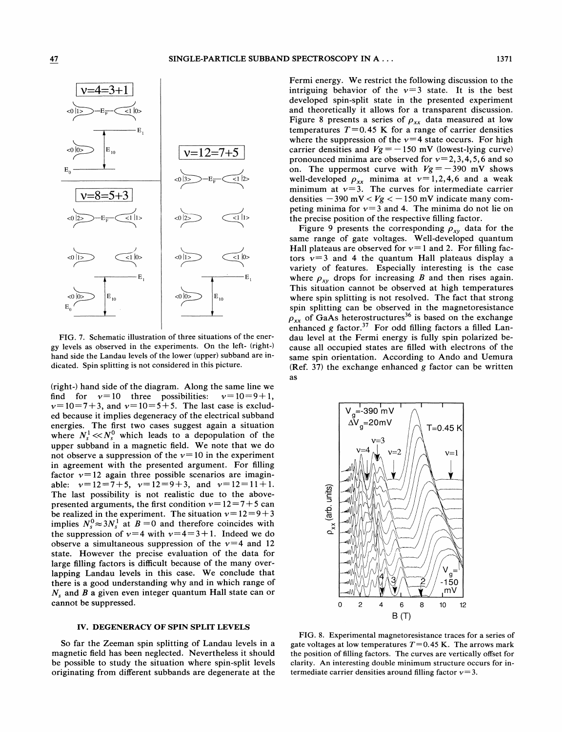FIG. 7. Schematic illustration of three situations of the energy levels as observed in the experiments. On the left- (right-) hand side the Landau levels of the lower (upper) subband are indicated. Spin splitting is not considered in this picture.

(right-) hand side of the diagram. Along the same line we find for $\nu=10$ three possibilities: $\nu=10=9+1$, $\nu=10=7+3$, and $\nu=10=5+5$. The last case is excluded because it implies degeneracy of the electrical subband energies. The first two cases suggest again a situation where $N_s^1 \ll N_s^0$ which leads to a depopulation of the upper subband in a magnetic field. We note that we do not observe a suppression of the $\nu=10$ in the experiment in agreement with the presented argument. For filling factor $\nu=12$ again three possible scenarios are imaginable: $\nu=12=7+5$, $\nu=12=9+3$, and $\nu=12=11+1$. The last possibility is not realistic due to the above-presented arguments, the first condition $\nu=12=7+5$ can be realized in the experiment. The situation $\nu=12=9+3$ implies $N_s^0 \approx 3N_s^1$ at $B=0$ and therefore coincides with the suppression of $\nu=4$ with $\nu=4=3+1$. Indeed we do observe a simultaneous suppression of the $\nu=4$ and 12 state. However the precise evaluation of the data for large filling factors is difficult because of the many overlapping Landau levels in this case. We conclude that there is a good understanding why and in which range of $N_s$ and $B$ a given even integer quantum Hall state can or cannot be suppressed.

## IV. DEGENERACY OF SPIN SPLIT LEVELS

So far the Zeeman spin splitting of Landau levels in a magnetic field has been neglected. Nevertheless it should be possible to study the situation where spin-split levels originating from different subbands are degenerate at the Fermi energy. We restrict the following discussion to the intriguing behavior of the $\nu=3$ state. It is the best developed spin-split state in the presented experiment and theoretically it allows for a transparent discussion. Figure 8 presents a series of $\rho_{xx}$ data measured at low temperatures $T=0.45$ K for a range of carrier densities where the suppression of the $\nu=4$ state occurs. For high carrier densities and $Vg=-150$ mV (lowest-lying curve) pronounced minima are observed for $\nu=2,3,4,5,6$ and so on. The uppermost curve with $Vg=-390$ mV shows well-developed $\rho_{xx}$ minima at $\nu=1,2,4,6$ and a weak minimum at $\nu=3$. The curves for intermediate carrier densities $-390$ mV $< Vg < -150$ mV indicate many competing minima for $\nu=3$ and 4. The minima do not lie on the precise position of the respective filling factor.

Figure 9 presents the corresponding $\rho_{xy}$ data for the same range of gate voltages. Well-developed quantum Hall plateaus are observed for $\nu=1$ and 2. For filling factors $\nu=3$ and 4 the quantum Hall plateaus display a variety of features. Especially interesting is the case where $\rho_{xy}$ drops for increasing $B$ and then rises again. This situation cannot be observed at high temperatures where spin splitting is not resolved. The fact that strong spin splitting can be observed in the magnetoresistance $\rho_{xx}$ of GaAs heterostructures[36] is based on the exchange enhanced $g$ factor.[37] For odd filling factors a filled Landau level at the Fermi energy is fully spin polarized because all occupied states are filled with electrons of the same spin orientation. According to Ando and Uemura (Ref. 37) the exchange enhanced $g$ factor can be written as

FIG. 8. Experimental magnetoresistance traces for a series of gate voltages at low temperatures $T=0.45$ K. The arrows mark the position of filling factors. The curves are vertically offset for clarity. An interesting double minimum structure occurs for intermediate carrier densities around filling factor $\nu=3$.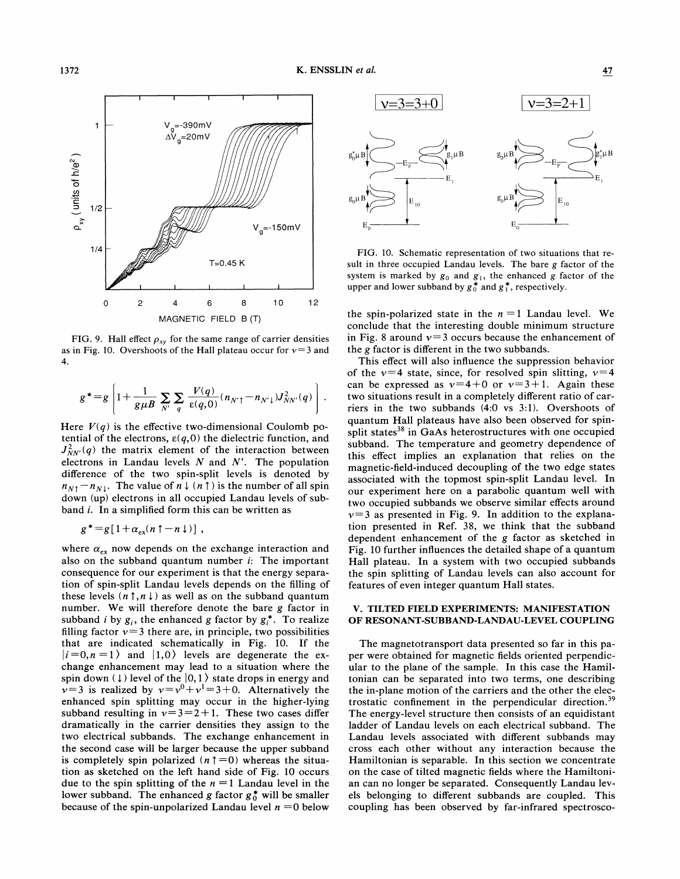FIG. 9. Hall effect $\rho_{xy}$ for the same range of carrier densities as in Fig. 10. Overshoots of the Hall plateau occur for $\nu=3$ and 4.

$$g^* = g\left[1 + \frac{1}{g\mu B}\sum_{N'}\sum_{q}\frac{V(q)}{\varepsilon(q,0)}(n_{N'\uparrow} - n_{N'\downarrow})J^2_{NN'}(q)\right].$$

Here $V(q)$ is the effective two-dimensional Coulomb potential of the electrons, $\varepsilon(q,0)$ the dielectric function, and $J^2_{NN'}(q)$ the matrix element of the interaction between electrons in Landau levels $N$ and $N'$. The population difference of the two spin-split levels is denoted by $n_{N\uparrow} - n_{N\downarrow}$. The value of $n\downarrow$ ($n\uparrow$) is the number of all spin down (up) electrons in all occupied Landau levels of subband $i$. In a simplified form this can be written as

$$g^* = g[1 + \alpha_{\text{ex}}(n\uparrow - n\downarrow)],$$

where $\alpha_{\text{ex}}$ now depends on the exchange interaction and also on the subband quantum number $i$: The important consequence for our experiment is that the energy separation of spin-split Landau levels depends on the filling of these levels ($n\uparrow, n\downarrow$) as well as on the subband quantum number. We will therefore denote the bare $g$ factor in subband $i$ by $g_i$, the enhanced $g$ factor by $g_i^*$. To realize filling factor $\nu=3$ there are, in principle, two possibilities that are indicated schematically in Fig. 10. If the $|i=0,n=1\rangle$ and $|1,0\rangle$ levels are degenerate the exchange enhancement may lead to a situation where the spin down ($\downarrow$) level of the $|0,1\rangle$ state drops in energy and $\nu=3$ is realized by $\nu=\nu^0+\nu^1=3+0$. Alternatively the enhanced spin splitting may occur in the higher-lying subband resulting in $\nu=3=2+1$. These two cases differ dramatically in the carrier densities they assign to the two electrical subbands. The exchange enhancement in the second case will be larger because the upper subband is completely spin polarized ($n\uparrow=0$) whereas the situation as sketched on the left hand side of Fig. 10 occurs due to the spin splitting of the $n=1$ Landau level in the lower subband. The enhanced $g$ factor $g_0^*$ will be smaller because of the spin-unpolarized Landau level $n=0$ below

FIG. 10. Schematic representation of two situations that result in three occupied Landau levels. The bare $g$ factor of the system is marked by $g_0$ and $g_1$, the enhanced $g$ factor of the upper and lower subband by $g_0^*$ and $g_1^*$, respectively.

the spin-polarized state in the $n=1$ Landau level. We conclude that the interesting double minimum structure in Fig. 8 around $\nu=3$ occurs because the enhancement of the $g$ factor is different in the two subbands.

This effect will also influence the suppression behavior of the $\nu=4$ state, since, for resolved spin slitting, $\nu=4$ can be expressed as $\nu=4+0$ or $\nu=3+1$. Again these two situations result in a completely different ratio of carriers in the two subbands (4:0 vs 3:1). Overshoots of quantum Hall plateaus have also been observed for spin-split states[38] in GaAs heterostructures with one occupied subband. The temperature and geometry dependence of this effect implies an explanation that relies on the magnetic-field-induced decoupling of the two edge states associated with the topmost spin-split Landau level. In our experiment here on a parabolic quantum well with two occupied subbands we observe similar effects around $\nu=3$ as presented in Fig. 9. In addition to the explanation presented in Ref. 38, we think that the subband dependent enhancement of the $g$ factor as sketched in Fig. 10 further influences the detailed shape of a quantum Hall plateau. In a system with two occupied subbands the spin splitting of Landau levels can also account for features of even integer quantum Hall states.

## V. TILTED FIELD EXPERIMENTS: MANIFESTATION OF RESONANT-SUBBAND-LANDAU-LEVEL COUPLING

The magnetotransport data presented so far in this paper were obtained for magnetic fields oriented perpendicular to the plane of the sample. In this case the Hamiltonian can be separated into two terms, one describing the in-plane motion of the carriers and the other the electrostatic confinement in the perpendicular direction.[39] The energy-level structure then consists of an equidistant ladder of Landau levels on each electrical subband. The Landau levels associated with different subbands may cross each other without any interaction because the Hamiltonian is separable. In this section we concentrate on the case of tilted magnetic fields where the Hamiltonian can no longer be separated. Consequently Landau levels belonging to different subbands are coupled. This coupling has been observed by far-infrared spectrosco-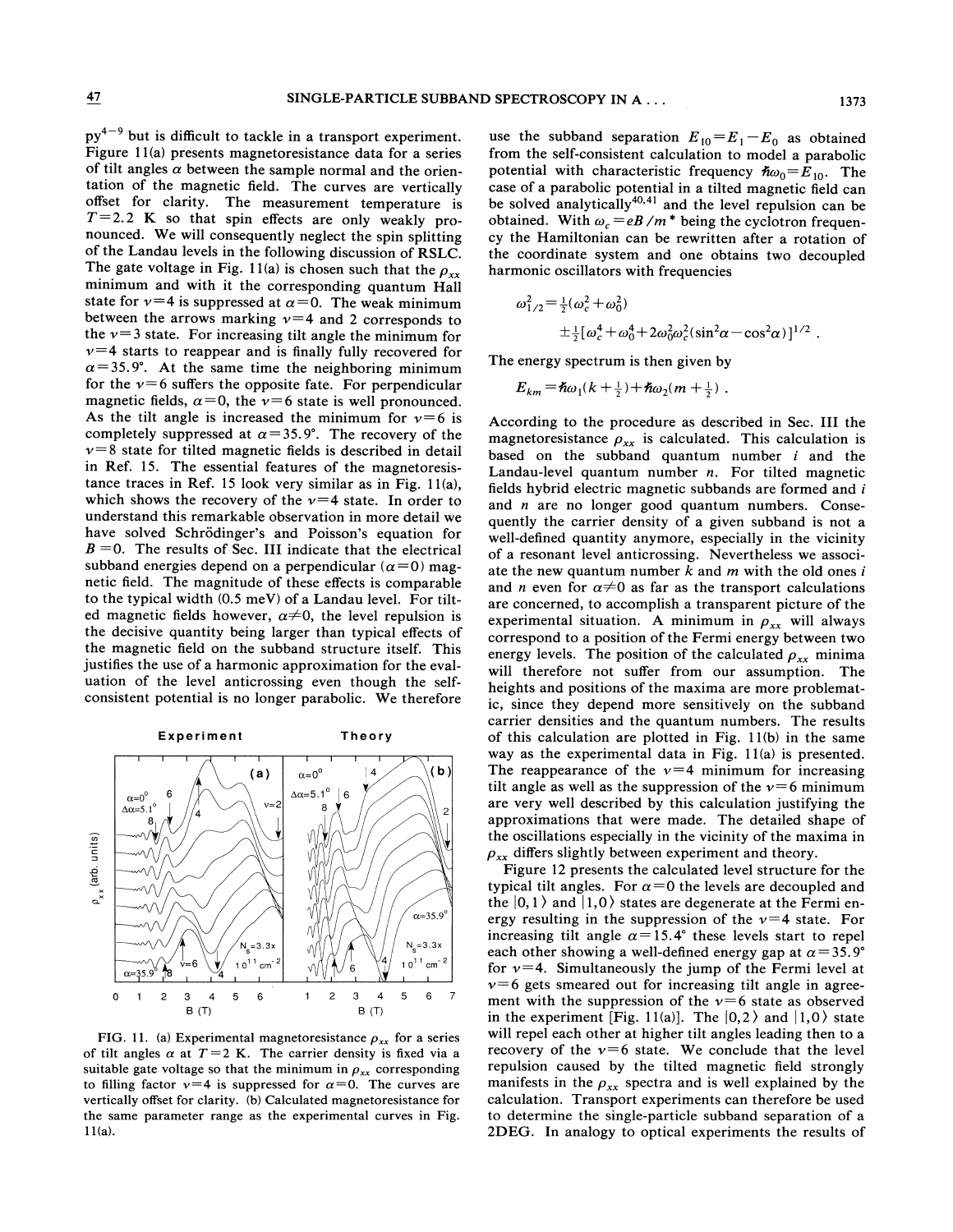py[4–9] but is difficult to tackle in a transport experiment. Figure 11(a) presents magnetoresistance data for a series of tilt angles $\alpha$ between the sample normal and the orientation of the magnetic field. The curves are vertically offset for clarity. The measurement temperature is $T=2.2$ K so that spin effects are only weakly pronounced. We will consequently neglect the spin splitting of the Landau levels in the following discussion of RSLC. The gate voltage in Fig. 11(a) is chosen such that the $\rho_{xx}$ minimum and with it the corresponding quantum Hall state for $\nu=4$ is suppressed at $\alpha=0$. The weak minimum between the arrows marking $\nu=4$ and 2 corresponds to the $\nu=3$ state. For increasing tilt angle the minimum for $\nu=4$ starts to reappear and is finally fully recovered for $\alpha=35.9°$. At the same time the neighboring minimum for the $\nu=6$ suffers the opposite fate. For perpendicular magnetic fields, $\alpha=0$, the $\nu=6$ state is well pronounced. As the tilt angle is increased the minimum for $\nu=6$ is completely suppressed at $\alpha=35.9°$. The recovery of the $\nu=8$ state for tilted magnetic fields is described in detail in Ref. 15. The essential features of the magnetoresistance traces in Ref. 15 look very similar as in Fig. 11(a), which shows the recovery of the $\nu=4$ state. In order to understand this remarkable observation in more detail we have solved Schrödinger's and Poisson's equation for $B=0$. The results of Sec. III indicate that the electrical subband energies depend on a perpendicular ($\alpha=0$) magnetic field. The magnitude of these effects is comparable to the typical width (0.5 meV) of a Landau level. For tilted magnetic fields however, $\alpha \neq 0$, the level repulsion is the decisive quantity being larger than typical effects of the magnetic field on the subband structure itself. This justifies the use of a harmonic approximation for the evaluation of the level anticrossing even though the self-consistent potential is no longer parabolic. We therefore

FIG. 11. (a) Experimental magnetoresistance $\rho_{xx}$ for a series of tilt angles $\alpha$ at $T=2$ K. The carrier density is fixed via a suitable gate voltage so that the minimum in $\rho_{xx}$ corresponding to filling factor $\nu=4$ is suppressed for $\alpha=0$. The curves are vertically offset for clarity. (b) Calculated magnetoresistance for the same parameter range as the experimental curves in Fig. 11(a).

use the subband separation $E_{10}=E_1-E_0$ as obtained from the self-consistent calculation to model a parabolic potential with characteristic frequency $\hbar\omega_0=E_{10}$. The case of a parabolic potential in a tilted magnetic field can be solved analytically[40,41] and the level repulsion can be obtained. With $\omega_c=eB/m^*$ being the cyclotron frequency the Hamiltonian can be rewritten after a rotation of the coordinate system and one obtains two decoupled harmonic oscillators with frequencies

$$\omega_{1/2}^2=\tfrac{1}{2}(\omega_c^2+\omega_0^2) \pm\tfrac{1}{2}[\omega_c^4+\omega_0^4+2\omega_0^2\omega_c^2(\sin^2\alpha-\cos^2\alpha)]^{1/2} .$$

The energy spectrum is then given by

$$E_{km}=\hbar\omega_1(k+\tfrac{1}{2})+\hbar\omega_2(m+\tfrac{1}{2}) .$$

According to the procedure as described in Sec. III the magnetoresistance $\rho_{xx}$ is calculated. This calculation is based on the subband quantum number $i$ and the Landau-level quantum number $n$. For tilted magnetic fields hybrid electric magnetic subbands are formed and $i$ and $n$ are no longer good quantum numbers. Consequently the carrier density of a given subband is not a well-defined quantity anymore, especially in the vicinity of a resonant level anticrossing. Nevertheless we associate the new quantum number $k$ and $m$ with the old ones $i$ and $n$ even for $\alpha \neq 0$ as far as the transport calculations are concerned, to accomplish a transparent picture of the experimental situation. A minimum in $\rho_{xx}$ will always correspond to a position of the Fermi energy between two energy levels. The position of the calculated $\rho_{xx}$ minima will therefore not suffer from our assumption. The heights and positions of the maxima are more problematic, since they depend more sensitively on the subband carrier densities and the quantum numbers. The results of this calculation are plotted in Fig. 11(b) in the same way as the experimental data in Fig. 11(a) is presented. The reappearance of the $\nu=4$ minimum for increasing tilt angle as well as the suppression of the $\nu=6$ minimum are very well described by this calculation justifying the approximations that were made. The detailed shape of the oscillations especially in the vicinity of the maxima in $\rho_{xx}$ differs slightly between experiment and theory.

Figure 12 presents the calculated level structure for the typical tilt angles. For $\alpha=0$ the levels are decoupled and the $|0,1\rangle$ and $|1,0\rangle$ states are degenerate at the Fermi energy resulting in the suppression of the $\nu=4$ state. For increasing tilt angle $\alpha=15.4°$ these levels start to repel each other showing a well-defined energy gap at $\alpha=35.9°$ for $\nu=4$. Simultaneously the jump of the Fermi level at $\nu=6$ gets smeared out for increasing tilt angle in agreement with the suppression of the $\nu=6$ state as observed in the experiment [Fig. 11(a)]. The $|0,2\rangle$ and $|1,0\rangle$ state will repel each other at higher tilt angles leading then to a recovery of the $\nu=6$ state. We conclude that the level repulsion caused by the tilted magnetic field strongly manifests in the $\rho_{xx}$ spectra and is well explained by the calculation. Transport experiments can therefore be used to determine the single-particle subband separation of a 2DEG. In analogy to optical experiments the results of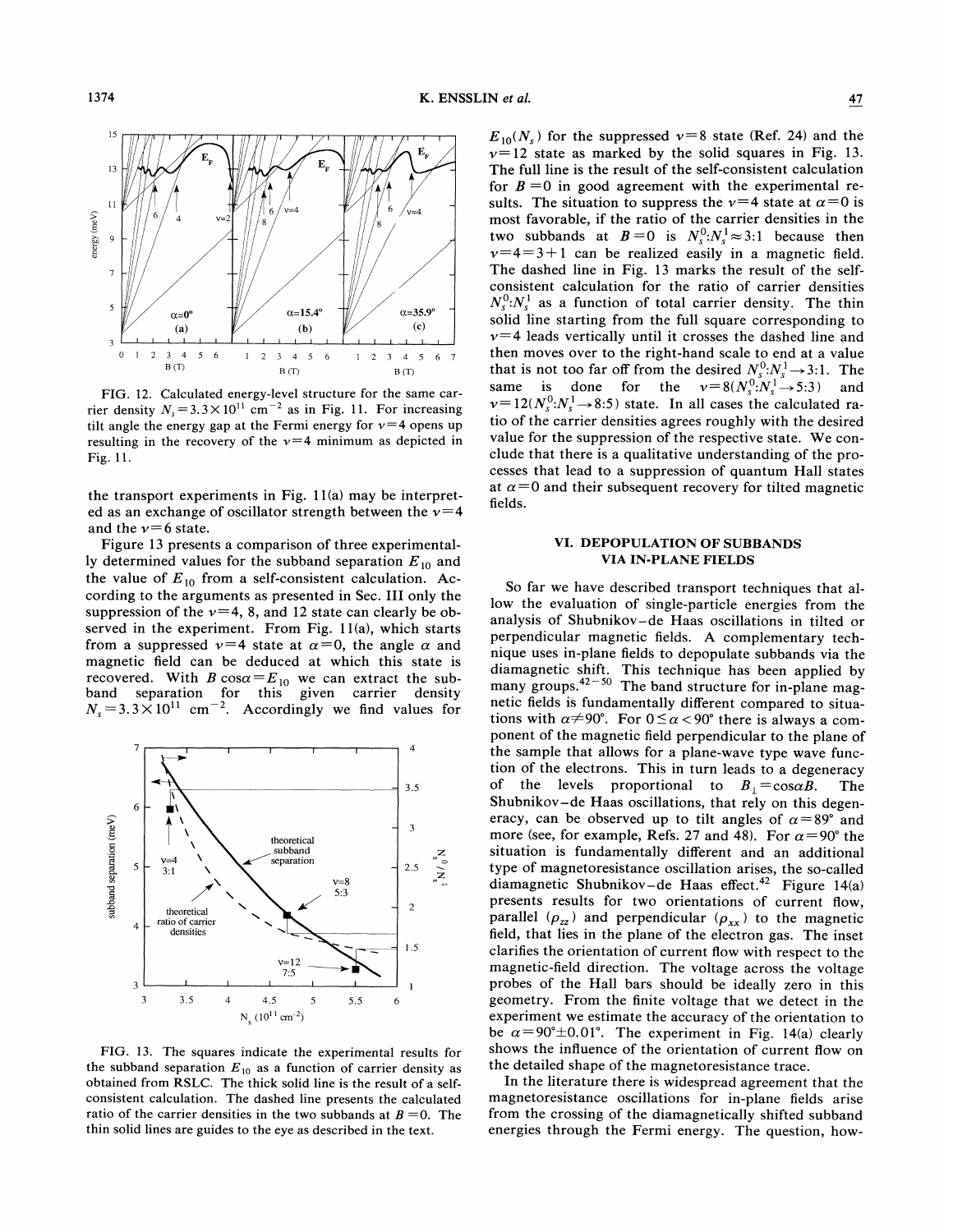FIG. 12. Calculated energy-level structure for the same carrier density $N_s = 3.3 \times 10^{11}$ cm$^{-2}$ as in Fig. 11. For increasing tilt angle the energy gap at the Fermi energy for $\nu=4$ opens up resulting in the recovery of the $\nu=4$ minimum as depicted in Fig. 11.

the transport experiments in Fig. 11(a) may be interpreted as an exchange of oscillator strength between the $\nu=4$ and the $\nu=6$ state.

Figure 13 presents a comparison of three experimentally determined values for the subband separation $E_{10}$ and the value of $E_{10}$ from a self-consistent calculation. According to the arguments as presented in Sec. III only the suppression of the $\nu=4$, 8, and 12 state can clearly be observed in the experiment. From Fig. 11(a), which starts from a suppressed $\nu=4$ state at $\alpha=0$, the angle $\alpha$ and magnetic field can be deduced at which this state is recovered. With $B\cos\alpha = E_{10}$ we can extract the subband separation for this given carrier density $N_s = 3.3 \times 10^{11}$ cm$^{-2}$. Accordingly we find values for

FIG. 13. The squares indicate the experimental results for the subband separation $E_{10}$ as a function of carrier density as obtained from RSLC. The thick solid line is the result of a self-consistent calculation. The dashed line presents the calculated ratio of the carrier densities in the two subbands at $B=0$. The thin solid lines are guides to the eye as described in the text.

$E_{10}(N_s)$ for the suppressed $\nu=8$ state (Ref. 24) and the $\nu=12$ state as marked by the solid squares in Fig. 13. The full line is the result of the self-consistent calculation for $B=0$ in good agreement with the experimental results. The situation to suppress the $\nu=4$ state at $\alpha=0$ is most favorable, if the ratio of the carrier densities in the two subbands at $B=0$ is $N_s^0 : N_s^1 \approx 3:1$ because then $\nu=4=3+1$ can be realized easily in a magnetic field. The dashed line in Fig. 13 marks the result of the self-consistent calculation for the ratio of carrier densities $N_s^0 : N_s^1$ as a function of total carrier density. The thin solid line starting from the full square corresponding to $\nu=4$ leads vertically until it crosses the dashed line and then moves over to the right-hand scale to end at a value that is not too far off from the desired $N_s^0 : N_s^1 \rightarrow 3:1$. The same is done for the $\nu=8(N_s^0 : N_s^1 \rightarrow 5:3)$ and $\nu=12(N_s^0 : N_s^1 \rightarrow 8:5)$ state. In all cases the calculated ratio of the carrier densities agrees roughly with the desired value for the suppression of the respective state. We conclude that there is a qualitative understanding of the processes that lead to a suppression of quantum Hall states at $\alpha=0$ and their subsequent recovery for tilted magnetic fields.

## VI. DEPOPULATION OF SUBBANDS VIA IN-PLANE FIELDS

So far we have described transport techniques that allow the evaluation of single-particle energies from the analysis of Shubnikov–de Haas oscillations in tilted or perpendicular magnetic fields. A complementary technique uses in-plane fields to depopulate subbands via the diamagnetic shift. This technique has been applied by many groups.[42–50] The band structure for in-plane magnetic fields is fundamentally different compared to situations with $\alpha \neq 90°$. For $0 \leq \alpha < 90°$ there is always a component of the magnetic field perpendicular to the plane of the sample that allows for a plane-wave type wave function of the electrons. This in turn leads to a degeneracy of the levels proportional to $B_\perp = \cos\alpha B$. The Shubnikov–de Haas oscillations, that rely on this degeneracy, can be observed up to tilt angles of $\alpha = 89°$ and more (see, for example, Refs. 27 and 48). For $\alpha = 90°$ the situation is fundamentally different and an additional type of magnetoresistance oscillation arises, the so-called diamagnetic Shubnikov–de Haas effect.[42] Figure 14(a) presents results for two orientations of current flow, parallel ($\rho_{zz}$) and perpendicular ($\rho_{xx}$) to the magnetic field, that lies in the plane of the electron gas. The inset clarifies the orientation of current flow with respect to the magnetic-field direction. The voltage across the voltage probes of the Hall bars should be ideally zero in this geometry. From the finite voltage that we detect in the experiment we estimate the accuracy of the orientation to be $\alpha = 90° \pm 0.01°$. The experiment in Fig. 14(a) clearly shows the influence of the orientation of current flow on the detailed shape of the magnetoresistance trace.

In the literature there is widespread agreement that the magnetoresistance oscillations for in-plane fields arise from the crossing of the diamagnetically shifted subband energies through the Fermi energy. The question, how-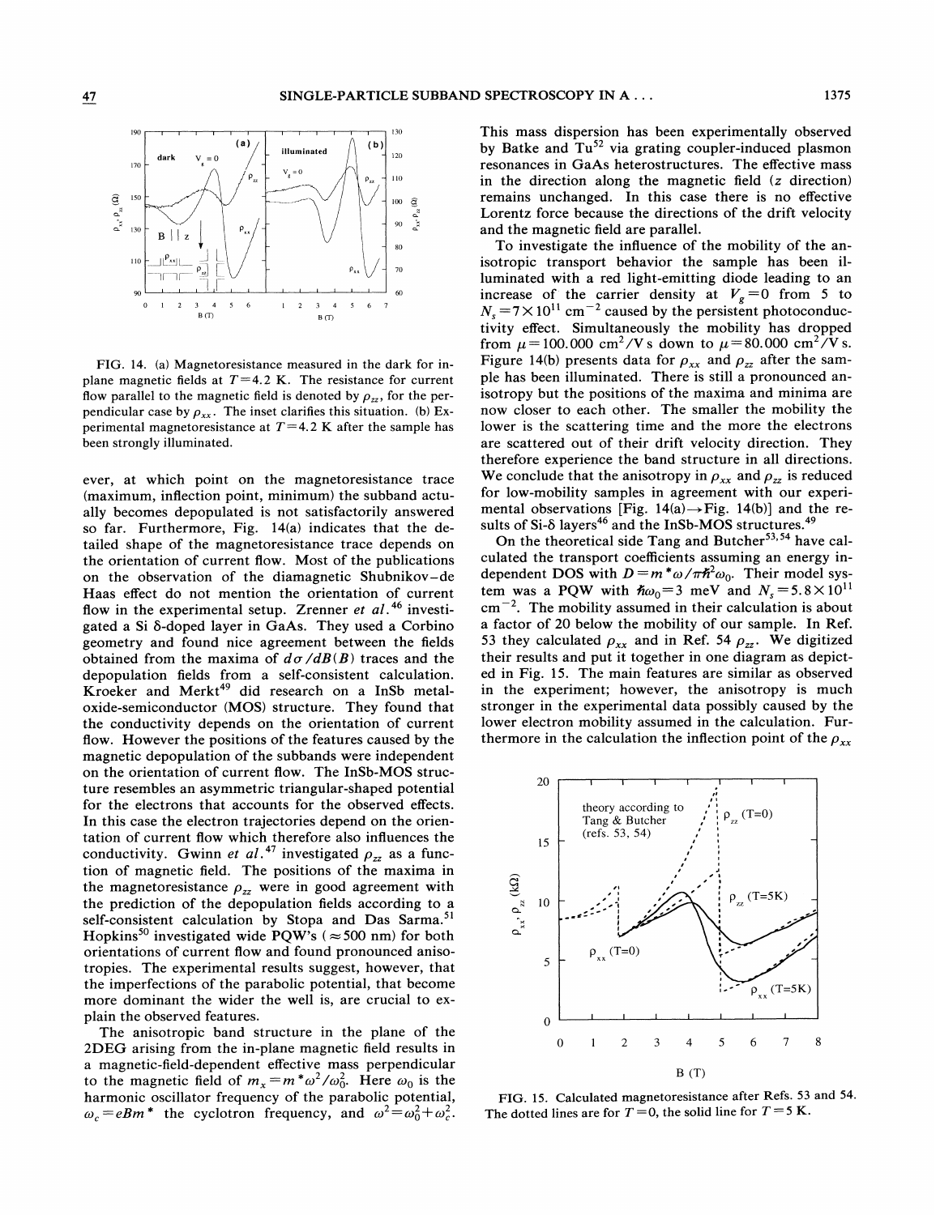FIG. 14. (a) Magnetoresistance measured in the dark for in-plane magnetic fields at $T=4.2$ K. The resistance for current flow parallel to the magnetic field is denoted by $\rho_{zz}$, for the perpendicular case by $\rho_{xx}$. The inset clarifies this situation. (b) Experimental magnetoresistance at $T=4.2$ K after the sample has been strongly illuminated.

ever, at which point on the magnetoresistance trace (maximum, inflection point, minimum) the subband actually becomes depopulated is not satisfactorily answered so far. Furthermore, Fig. 14(a) indicates that the detailed shape of the magnetoresistance trace depends on the orientation of current flow. Most of the publications on the observation of the diamagnetic Shubnikov–de Haas effect do not mention the orientation of current flow in the experimental setup. Zrenner *et al.*[46] investigated a Si δ-doped layer in GaAs. They used a Corbino geometry and found nice agreement between the fields obtained from the maxima of $d\sigma/dB(B)$ traces and the depopulation fields from a self-consistent calculation. Kroeker and Merkt[49] did research on a InSb metal-oxide-semiconductor (MOS) structure. They found that the conductivity depends on the orientation of current flow. However the positions of the features caused by the magnetic depopulation of the subbands were independent on the orientation of current flow. The InSb-MOS structure resembles an asymmetric triangular-shaped potential for the electrons that accounts for the observed effects. In this case the electron trajectories depend on the orientation of current flow which therefore also influences the conductivity. Gwinn *et al.*[47] investigated $\rho_{zz}$ as a function of magnetic field. The positions of the maxima in the magnetoresistance $\rho_{zz}$ were in good agreement with the prediction of the depopulation fields according to a self-consistent calculation by Stopa and Das Sarma.[51] Hopkins[50] investigated wide PQW's ($\approx 500$ nm) for both orientations of current flow and found pronounced anisotropies. The experimental results suggest, however, that the imperfections of the parabolic potential, that become more dominant the wider the well is, are crucial to explain the observed features.

The anisotropic band structure in the plane of the 2DEG arising from the in-plane magnetic field results in a magnetic-field-dependent effective mass perpendicular to the magnetic field of $m_x = m^*\omega^2/\omega_0^2$. Here $\omega_0$ is the harmonic oscillator frequency of the parabolic potential, $\omega_c = eBm^*$ the cyclotron frequency, and $\omega^2 = \omega_0^2 + \omega_c^2$. This mass dispersion has been experimentally observed by Batke and Tu[52] via grating coupler-induced plasmon resonances in GaAs heterostructures. The effective mass in the direction along the magnetic field ($z$ direction) remains unchanged. In this case there is no effective Lorentz force because the directions of the drift velocity and the magnetic field are parallel.

To investigate the influence of the mobility of the anisotropic transport behavior the sample has been illuminated with a red light-emitting diode leading to an increase of the carrier density at $V_g = 0$ from 5 to $N_s = 7\times 10^{11}$ cm$^{-2}$ caused by the persistent photoconductivity effect. Simultaneously the mobility has dropped from $\mu = 100.000$ cm$^2$/V s down to $\mu = 80.000$ cm$^2$/V s. Figure 14(b) presents data for $\rho_{xx}$ and $\rho_{zz}$ after the sample has been illuminated. There is still a pronounced anisotropy but the positions of the maxima and minima are now closer to each other. The smaller the mobility the lower is the scattering time and the more the electrons are scattered out of their drift velocity direction. They therefore experience the band structure in all directions. We conclude that the anisotropy in $\rho_{xx}$ and $\rho_{zz}$ is reduced for low-mobility samples in agreement with our experimental observations [Fig. 14(a)→Fig. 14(b)] and the results of Si-δ layers[46] and the InSb-MOS structures.[49]

On the theoretical side Tang and Butcher[53,54] have calculated the transport coefficients assuming an energy independent DOS with $D = m^*\omega/\pi\hbar^2\omega_0$. Their model system was a PQW with $\hbar\omega_0 = 3$ meV and $N_s = 5.8\times 10^{11}$ cm$^{-2}$. The mobility assumed in their calculation is about a factor of 20 below the mobility of our sample. In Ref. 53 they calculated $\rho_{xx}$ and in Ref. 54 $\rho_{zz}$. We digitized their results and put it together in one diagram as depicted in Fig. 15. The main features are similar as observed in the experiment; however, the anisotropy is much stronger in the experimental data possibly caused by the lower electron mobility assumed in the calculation. Furthermore in the calculation the inflection point of the $\rho_{xx}$

FIG. 15. Calculated magnetoresistance after Refs. 53 and 54. The dotted lines are for $T=0$, the solid line for $T=5$ K.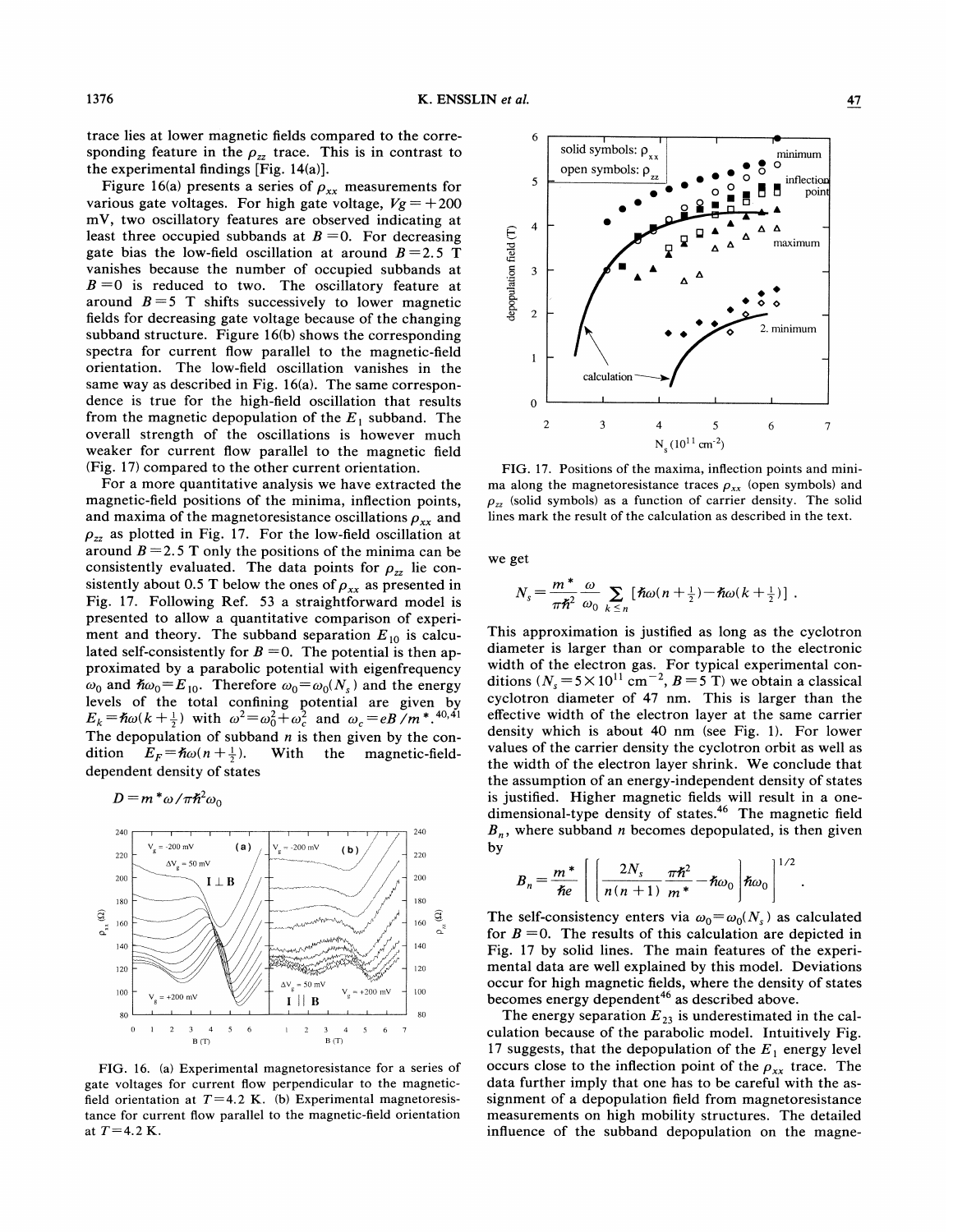trace lies at lower magnetic fields compared to the corresponding feature in the $\rho_{zz}$ trace. This is in contrast to the experimental findings [Fig. 14(a)].

Figure 16(a) presents a series of $\rho_{xx}$ measurements for various gate voltages. For high gate voltage, $Vg = +200$ mV, two oscillatory features are observed indicating at least three occupied subbands at $B=0$. For decreasing gate bias the low-field oscillation at around $B=2.5$ T vanishes because the number of occupied subbands at $B=0$ is reduced to two. The oscillatory feature at around $B=5$ T shifts successively to lower magnetic fields for decreasing gate voltage because of the changing subband structure. Figure 16(b) shows the corresponding spectra for current flow parallel to the magnetic-field orientation. The low-field oscillation vanishes in the same way as described in Fig. 16(a). The same correspondence is true for the high-field oscillation that results from the magnetic depopulation of the $E_1$ subband. The overall strength of the oscillations is however much weaker for current flow parallel to the magnetic field (Fig. 17) compared to the other current orientation.

For a more quantitative analysis we have extracted the magnetic-field positions of the minima, inflection points, and maxima of the magnetoresistance oscillations $\rho_{xx}$ and $\rho_{zz}$ as plotted in Fig. 17. For the low-field oscillation at around $B=2.5$ T only the positions of the minima can be consistently evaluated. The data points for $\rho_{zz}$ lie consistently about 0.5 T below the ones of $\rho_{xx}$ as presented in Fig. 17. Following Ref. 53 a straightforward model is presented to allow a quantitative comparison of experiment and theory. The subband separation $E_{10}$ is calculated self-consistently for $B=0$. The potential is then approximated by a parabolic potential with eigenfrequency $\omega_0$ and $\hbar\omega_0 = E_{10}$. Therefore $\omega_0 = \omega_0(N_s)$ and the energy levels of the total confining potential are given by $E_k = \hbar\omega(k+\frac{1}{2})$ with $\omega^2 = \omega_0^2 + \omega_c^2$ and $\omega_c = eB/m^*$.[40,41] The depopulation of subband $n$ is then given by the condition $E_F = \hbar\omega(n+\frac{1}{2})$. With the magnetic-field-dependent density of states

$$D = m^*\omega/\pi\hbar^2\omega_0$$

FIG. 16. (a) Experimental magnetoresistance for a series of gate voltages for current flow perpendicular to the magnetic-field orientation at $T=4.2$ K. (b) Experimental magnetoresistance for current flow parallel to the magnetic-field orientation at $T=4.2$ K.

FIG. 17. Positions of the maxima, inflection points and minima along the magnetoresistance traces $\rho_{xx}$ (open symbols) and $\rho_{zz}$ (solid symbols) as a function of carrier density. The solid lines mark the result of the calculation as described in the text.

we get

$$N_s = \frac{m^*}{\pi\hbar^2}\frac{\omega}{\omega_0}\sum_{k\leq n}\left[\hbar\omega(n+\tfrac{1}{2}) - \hbar\omega(k+\tfrac{1}{2})\right] .$$

This approximation is justified as long as the cyclotron diameter is larger than or comparable to the electronic width of the electron gas. For typical experimental conditions ($N_s = 5\times10^{11}$ cm$^{-2}$, $B=5$ T) we obtain a classical cyclotron diameter of 47 nm. This is larger than the effective width of the electron layer at the same carrier density which is about 40 nm (see Fig. 1). For lower values of the carrier density the cyclotron orbit as well as the width of the electron layer shrink. We conclude that the assumption of an energy-independent density of states is justified. Higher magnetic fields will result in a one-dimensional-type density of states.[46] The magnetic field $B_n$, where subband $n$ becomes depopulated, is then given by

$$B_n = \frac{m^*}{\hbar e}\left[\left(\frac{2N_s}{n(n+1)}\frac{\pi\hbar^2}{m^*} - \hbar\omega_0\right)\hbar\omega_0\right]^{1/2} .$$

The self-consistency enters via $\omega_0 = \omega_0(N_s)$ as calculated for $B=0$. The results of this calculation are depicted in Fig. 17 by solid lines. The main features of the experimental data are well explained by this model. Deviations occur for high magnetic fields, where the density of states becomes energy dependent[46] as described above.

The energy separation $E_{23}$ is underestimated in the calculation because of the parabolic model. Intuitively Fig. 17 suggests, that the depopulation of the $E_1$ energy level occurs close to the inflection point of the $\rho_{xx}$ trace. The data further imply that one has to be careful with the assignment of a depopulation field from magnetoresistance measurements on high mobility structures. The detailed influence of the subband depopulation on the magne-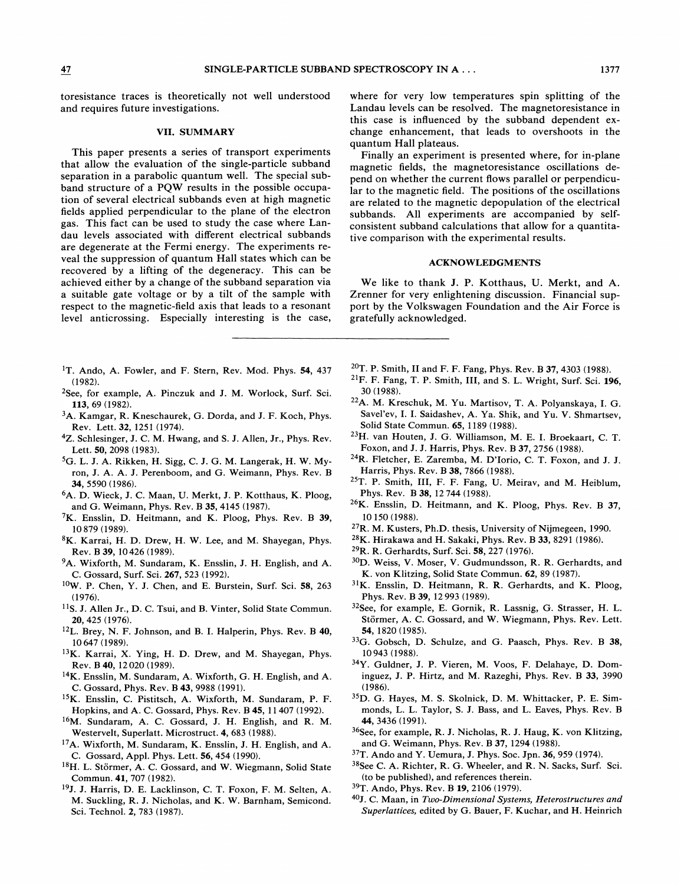toresistance traces is theoretically not well understood and requires future investigations.

## VII. SUMMARY

This paper presents a series of transport experiments that allow the evaluation of the single-particle subband separation in a parabolic quantum well. The special subband structure of a PQW results in the possible occupation of several electrical subbands even at high magnetic fields applied perpendicular to the plane of the electron gas. This fact can be used to study the case where Landau levels associated with different electrical subbands are degenerate at the Fermi energy. The experiments reveal the suppression of quantum Hall states which can be recovered by a lifting of the degeneracy. This can be achieved either by a change of the subband separation via a suitable gate voltage or by a tilt of the sample with respect to the magnetic-field axis that leads to a resonant level anticrossing. Especially interesting is the case, where for very low temperatures spin splitting of the Landau levels can be resolved. The magnetoresistance in this case is influenced by the subband dependent exchange enhancement, that leads to overshoots in the quantum Hall plateaus.

Finally an experiment is presented where, for in-plane magnetic fields, the magnetoresistance oscillations depend on whether the current flows parallel or perpendicular to the magnetic field. The positions of the oscillations are related to the magnetic depopulation of the electrical subbands. All experiments are accompanied by self-consistent subband calculations that allow for a quantitative comparison with the experimental results.

## ACKNOWLEDGMENTS

We like to thank J. P. Kotthaus, U. Merkt, and A. Zrenner for very enlightening discussion. Financial support by the Volkswagen Foundation and the Air Force is gratefully acknowledged.

---

[1] T. Ando, A. Fowler, and F. Stern, Rev. Mod. Phys. **54**, 437 (1982).

[2] See, for example, A. Pinczuk and J. M. Worlock, Surf. Sci. **113**, 69 (1982).

[3] A. Kamgar, R. Kneschaurek, G. Dorda, and J. F. Koch, Phys. Rev. Lett. **32**, 1251 (1974).

[4] Z. Schlesinger, J. C. M. Hwang, and S. J. Allen, Jr., Phys. Rev. Lett. **50**, 2098 (1983).

[5] G. L. J. A. Rikken, H. Sigg, C. J. G. M. Langerak, H. W. Myron, J. A. A. J. Perenboom, and G. Weimann, Phys. Rev. B **34**, 5590 (1986).

[6] A. D. Wieck, J. C. Maan, U. Merkt, J. P. Kotthaus, K. Ploog, and G. Weimann, Phys. Rev. B **35**, 4145 (1987).

[7] K. Ensslin, D. Heitmann, and K. Ploog, Phys. Rev. B **39**, 10 879 (1989).

[8] K. Karrai, H. D. Drew, H. W. Lee, and M. Shayegan, Phys. Rev. B **39**, 10 426 (1989).

[9] A. Wixforth, M. Sundaram, K. Ensslin, J. H. English, and A. C. Gossard, Surf. Sci. **267**, 523 (1992).

[10] W. P. Chen, Y. J. Chen, and E. Burstein, Surf. Sci. **58**, 263 (1976).

[11] S. J. Allen Jr., D. C. Tsui, and B. Vinter, Solid State Commun. **20**, 425 (1976).

[12] L. Brey, N. F. Johnson, and B. I. Halperin, Phys. Rev. B **40**, 10 647 (1989).

[13] K. Karrai, X. Ying, H. D. Drew, and M. Shayegan, Phys. Rev. B **40**, 12 020 (1989).

[14] K. Ensslin, M. Sundaram, A. Wixforth, G. H. English, and A. C. Gossard, Phys. Rev. B **43**, 9988 (1991).

[15] K. Ensslin, C. Pistitsch, A. Wixforth, M. Sundaram, P. F. Hopkins, and A. C. Gossard, Phys. Rev. B **45**, 11 407 (1992).

[16] M. Sundaram, A. C. Gossard, J. H. English, and R. M. Westervelt, Superlatt. Microstruct. **4**, 683 (1988).

[17] A. Wixforth, M. Sundaram, K. Ensslin, J. H. English, and A. C. Gossard, Appl. Phys. Lett. **56**, 454 (1990).

[18] H. L. Störmer, A. C. Gossard, and W. Wiegmann, Solid State Commun. **41**, 707 (1982).

[19] J. J. Harris, D. E. Lacklinson, C. T. Foxon, F. M. Selten, A. M. Suckling, R. J. Nicholas, and K. W. Barnham, Semicond. Sci. Technol. **2**, 783 (1987).

[20] T. P. Smith, II and F. F. Fang, Phys. Rev. B **37**, 4303 (1988).

[21] F. F. Fang, T. P. Smith, III, and S. L. Wright, Surf. Sci. **196**, 30 (1988).

[22] A. M. Kreschuk, M. Yu. Martisov, T. A. Polyanskaya, I. G. Savel'ev, I. I. Saidashev, A. Ya. Shik, and Yu. V. Shmartsev, Solid State Commun. **65**, 1189 (1988).

[23] H. van Houten, J. G. Williamson, M. E. I. Broekaart, C. T. Foxon, and J. J. Harris, Phys. Rev. B **37**, 2756 (1988).

[24] R. Fletcher, E. Zaremba, M. D'Iorio, C. T. Foxon, and J. J. Harris, Phys. Rev. B **38**, 7866 (1988).

[25] T. P. Smith, III, F. F. Fang, U. Meirav, and M. Heiblum, Phys. Rev. B **38**, 12 744 (1988).

[26] K. Ensslin, D. Heitmann, and K. Ploog, Phys. Rev. B **37**, 10 150 (1988).

[27] R. M. Kusters, Ph.D. thesis, University of Nijmegen, 1990.

[28] K. Hirakawa and H. Sakaki, Phys. Rev. B **33**, 8291 (1986).

[29] R. R. Gerhardts, Surf. Sci. **58**, 227 (1976).

[30] D. Weiss, V. Moser, V. Gudmundsson, R. R. Gerhardts, and K. von Klitzing, Solid State Commun. **62**, 89 (1987).

[31] K. Ensslin, D. Heitmann, R. R. Gerhardts, and K. Ploog, Phys. Rev. B **39**, 12 993 (1989).

[32] See, for example, E. Gornik, R. Lassnig, G. Strasser, H. L. Störmer, A. C. Gossard, and W. Wiegmann, Phys. Rev. Lett. **54**, 1820 (1985).

[33] G. Gobsch, D. Schulze, and G. Paasch, Phys. Rev. B **38**, 10 943 (1988).

[34] Y. Guldner, J. P. Vieren, M. Voos, F. Delahaye, D. Dominguez, J. P. Hirtz, and M. Razeghi, Phys. Rev. B **33**, 3990 (1986).

[35] D. G. Hayes, M. S. Skolnick, D. M. Whittacker, P. E. Simmonds, L. L. Taylor, S. J. Bass, and L. Eaves, Phys. Rev. B **44**, 3436 (1991).

[36] See, for example, R. J. Nicholas, R. J. Haug, K. von Klitzing, and G. Weimann, Phys. Rev. B **37**, 1294 (1988).

[37] T. Ando and Y. Uemura, J. Phys. Soc. Jpn. **36**, 959 (1974).

[38] See C. A. Richter, R. G. Wheeler, and R. N. Sacks, Surf. Sci. (to be published), and references therein.

[39] T. Ando, Phys. Rev. B **19**, 2106 (1979).

[40] J. C. Maan, in *Two-Dimensional Systems, Heterostructures and Superlattices*, edited by G. Bauer, F. Kuchar, and H. Heinrich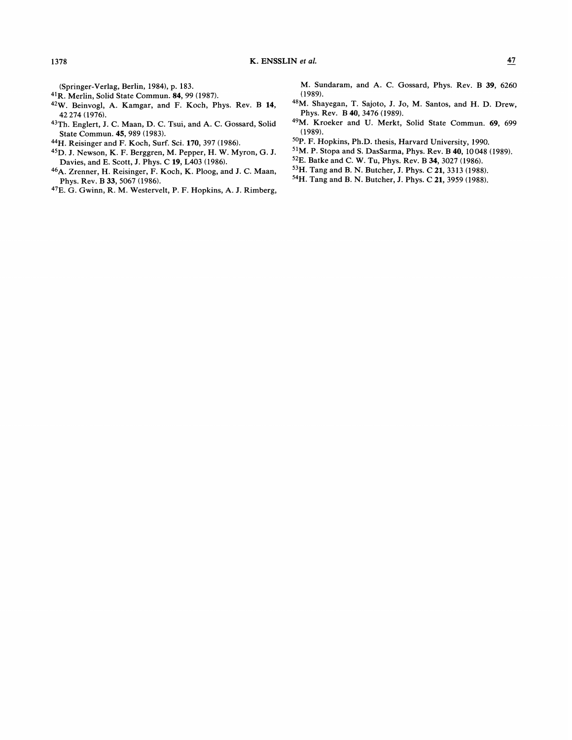(Springer-Verlag, Berlin, 1984), p. 183.

[41] R. Merlin, Solid State Commun. **84**, 99 (1987).

[42] W. Beinvogl, A. Kamgar, and F. Koch, Phys. Rev. B **14**, 42 274 (1976).

[43] Th. Englert, J. C. Maan, D. C. Tsui, and A. C. Gossard, Solid State Commun. **45**, 989 (1983).

[44] H. Reisinger and F. Koch, Surf. Sci. **170**, 397 (1986).

[45] D. J. Newson, K. F. Berggren, M. Pepper, H. W. Myron, G. J. Davies, and E. Scott, J. Phys. C **19**, L403 (1986).

[46] A. Zrenner, H. Reisinger, F. Koch, K. Ploog, and J. C. Maan, Phys. Rev. B **33**, 5067 (1986).

[47] E. G. Gwinn, R. M. Westervelt, P. F. Hopkins, A. J. Rimberg, M. Sundaram, and A. C. Gossard, Phys. Rev. B **39**, 6260 (1989).

[48] M. Shayegan, T. Sajoto, J. Jo, M. Santos, and H. D. Drew, Phys. Rev. B **40**, 3476 (1989).

[49] M. Kroeker and U. Merkt, Solid State Commun. **69**, 699 (1989).

[50] P. F. Hopkins, Ph.D. thesis, Harvard University, 1990.

[51] M. P. Stopa and S. DasSarma, Phys. Rev. B **40**, 10 048 (1989).

[52] E. Batke and C. W. Tu, Phys. Rev. B **34**, 3027 (1986).

[53] H. Tang and B. N. Butcher, J. Phys. C **21**, 3313 (1988).

[54] H. Tang and B. N. Butcher, J. Phys. C **21**, 3959 (1988).